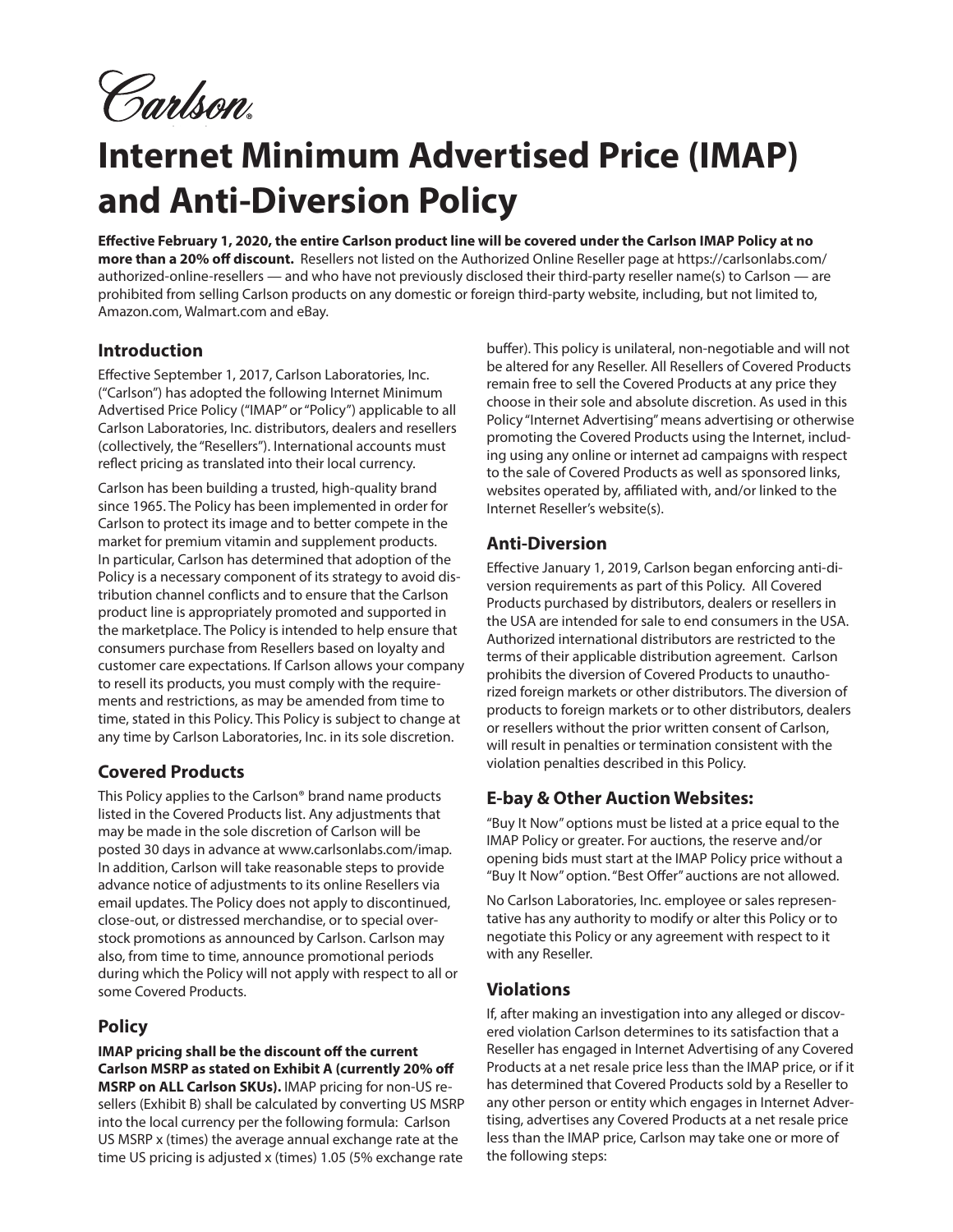Carlson®

# Internet Minimum Advertised Price (IMAP) and Anti-Diversion Policy

**Effective February 1, 2020, the entire Carlson product line will be covered under the Carlson IMAP Policy at no more than a 20% off discount.** Resellers not listed on the Authorized Online Reseller page at https://carlsonlabs.com/authorized-online-resellers — and who have not previously disclosed their third-party reseller name(s) to Carlson — are prohibited from selling Carlson products on any domestic or foreign third-party website, including, but not limited to, Amazon.com, Walmart.com and eBay.

## Introduction

Effective September 1, 2017, Carlson Laboratories, Inc. ("Carlson") has adopted the following Internet Minimum Advertised Price Policy ("IMAP" or "Policy") applicable to all Carlson Laboratories, Inc. distributors, dealers and resellers (collectively, the "Resellers"). International accounts must reflect pricing as translated into their local currency.

Carlson has been building a trusted, high-quality brand since 1965. The Policy has been implemented in order for Carlson to protect its image and to better compete in the market for premium vitamin and supplement products. In particular, Carlson has determined that adoption of the Policy is a necessary component of its strategy to avoid distribution channel conflicts and to ensure that the Carlson product line is appropriately promoted and supported in the marketplace. The Policy is intended to help ensure that consumers purchase from Resellers based on loyalty and customer care expectations. If Carlson allows your company to resell its products, you must comply with the requirements and restrictions, as may be amended from time to time, stated in this Policy. This Policy is subject to change at any time by Carlson Laboratories, Inc. in its sole discretion.

## Covered Products

This Policy applies to the Carlson® brand name products listed in the Covered Products list. Any adjustments that may be made in the sole discretion of Carlson will be posted 30 days in advance at www.carlsonlabs.com/imap. In addition, Carlson will take reasonable steps to provide advance notice of adjustments to its online Resellers via email updates. The Policy does not apply to discontinued, close-out, or distressed merchandise, or to special overstock promotions as announced by Carlson. Carlson may also, from time to time, announce promotional periods during which the Policy will not apply with respect to all or some Covered Products.

## Policy

**IMAP pricing shall be the discount off the current Carlson MSRP as stated on Exhibit A (currently 20% off MSRP on ALL Carlson SKUs).** IMAP pricing for non-US resellers (Exhibit B) shall be calculated by converting US MSRP into the local currency per the following formula: Carlson US MSRP x (times) the average annual exchange rate at the time US pricing is adjusted x (times) 1.05 (5% exchange rate buffer). This policy is unilateral, non-negotiable and will not be altered for any Reseller. All Resellers of Covered Products remain free to sell the Covered Products at any price they choose in their sole and absolute discretion. As used in this Policy "Internet Advertising" means advertising or otherwise promoting the Covered Products using the Internet, including using any online or internet ad campaigns with respect to the sale of Covered Products as well as sponsored links, websites operated by, affiliated with, and/or linked to the Internet Reseller's website(s).

## Anti-Diversion

Effective January 1, 2019, Carlson began enforcing anti-diversion requirements as part of this Policy. All Covered Products purchased by distributors, dealers or resellers in the USA are intended for sale to end consumers in the USA. Authorized international distributors are restricted to the terms of their applicable distribution agreement. Carlson prohibits the diversion of Covered Products to unauthorized foreign markets or other distributors. The diversion of products to foreign markets or to other distributors, dealers or resellers without the prior written consent of Carlson, will result in penalties or termination consistent with the violation penalties described in this Policy.

## E-bay & Other Auction Websites:

"Buy It Now" options must be listed at a price equal to the IMAP Policy or greater. For auctions, the reserve and/or opening bids must start at the IMAP Policy price without a "Buy It Now" option. "Best Offer" auctions are not allowed.

No Carlson Laboratories, Inc. employee or sales representative has any authority to modify or alter this Policy or to negotiate this Policy or any agreement with respect to it with any Reseller.

## Violations

If, after making an investigation into any alleged or discovered violation Carlson determines to its satisfaction that a Reseller has engaged in Internet Advertising of any Covered Products at a net resale price less than the IMAP price, or if it has determined that Covered Products sold by a Reseller to any other person or entity which engages in Internet Advertising, advertises any Covered Products at a net resale price less than the IMAP price, Carlson may take one or more of the following steps: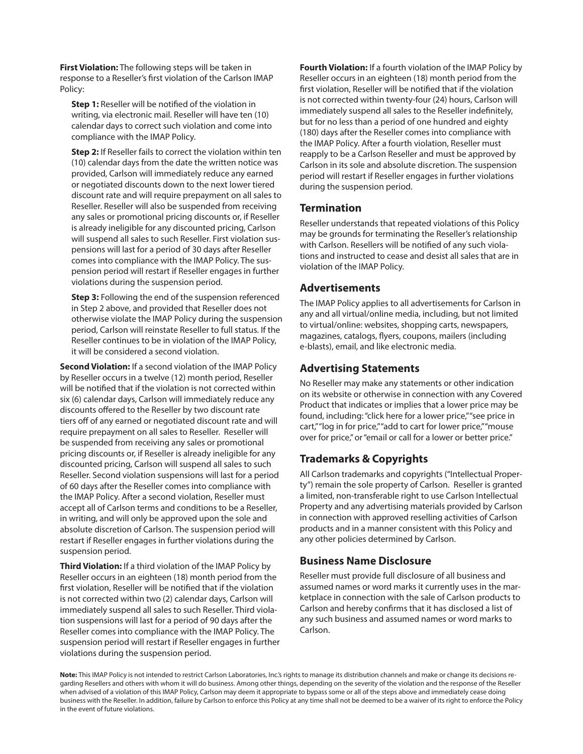**First Violation:** The following steps will be taken in response to a Reseller's first violation of the Carlson IMAP Policy:

**Step 1:** Reseller will be notified of the violation in writing, via electronic mail. Reseller will have ten (10) calendar days to correct such violation and come into compliance with the IMAP Policy.

**Step 2:** If Reseller fails to correct the violation within ten (10) calendar days from the date the written notice was provided, Carlson will immediately reduce any earned or negotiated discounts down to the next lower tiered discount rate and will require prepayment on all sales to Reseller. Reseller will also be suspended from receiving any sales or promotional pricing discounts or, if Reseller is already ineligible for any discounted pricing, Carlson will suspend all sales to such Reseller. First violation suspensions will last for a period of 30 days after Reseller comes into compliance with the IMAP Policy. The suspension period will restart if Reseller engages in further violations during the suspension period.

**Step 3:** Following the end of the suspension referenced in Step 2 above, and provided that Reseller does not otherwise violate the IMAP Policy during the suspension period, Carlson will reinstate Reseller to full status. If the Reseller continues to be in violation of the IMAP Policy, it will be considered a second violation.

**Second Violation:** If a second violation of the IMAP Policy by Reseller occurs in a twelve (12) month period, Reseller will be notified that if the violation is not corrected within six (6) calendar days, Carlson will immediately reduce any discounts offered to the Reseller by two discount rate tiers off of any earned or negotiated discount rate and will require prepayment on all sales to Reseller. Reseller will be suspended from receiving any sales or promotional pricing discounts or, if Reseller is already ineligible for any discounted pricing, Carlson will suspend all sales to such Reseller. Second violation suspensions will last for a period of 60 days after the Reseller comes into compliance with the IMAP Policy. After a second violation, Reseller must accept all of Carlson terms and conditions to be a Reseller, in writing, and will only be approved upon the sole and absolute discretion of Carlson. The suspension period will restart if Reseller engages in further violations during the suspension period.

**Third Violation:** If a third violation of the IMAP Policy by Reseller occurs in an eighteen (18) month period from the first violation, Reseller will be notified that if the violation is not corrected within two (2) calendar days, Carlson will immediately suspend all sales to such Reseller. Third violation suspensions will last for a period of 90 days after the Reseller comes into compliance with the IMAP Policy. The suspension period will restart if Reseller engages in further violations during the suspension period.

**Fourth Violation:** If a fourth violation of the IMAP Policy by Reseller occurs in an eighteen (18) month period from the first violation, Reseller will be notified that if the violation is not corrected within twenty-four (24) hours, Carlson will immediately suspend all sales to the Reseller indefinitely, but for no less than a period of one hundred and eighty (180) days after the Reseller comes into compliance with the IMAP Policy. After a fourth violation, Reseller must reapply to be a Carlson Reseller and must be approved by Carlson in its sole and absolute discretion. The suspension period will restart if Reseller engages in further violations during the suspension period.

## Termination

Reseller understands that repeated violations of this Policy may be grounds for terminating the Reseller's relationship with Carlson. Resellers will be notified of any such violations and instructed to cease and desist all sales that are in violation of the IMAP Policy.

## Advertisements

The IMAP Policy applies to all advertisements for Carlson in any and all virtual/online media, including, but not limited to virtual/online: websites, shopping carts, newspapers, magazines, catalogs, flyers, coupons, mailers (including e-blasts), email, and like electronic media.

## Advertising Statements

No Reseller may make any statements or other indication on its website or otherwise in connection with any Covered Product that indicates or implies that a lower price may be found, including: "click here for a lower price," "see price in cart," "log in for price," "add to cart for lower price," "mouse over for price," or "email or call for a lower or better price."

## Trademarks & Copyrights

All Carlson trademarks and copyrights ("Intellectual Property") remain the sole property of Carlson. Reseller is granted a limited, non-transferable right to use Carlson Intellectual Property and any advertising materials provided by Carlson in connection with approved reselling activities of Carlson products and in a manner consistent with this Policy and any other policies determined by Carlson.

## Business Name Disclosure

Reseller must provide full disclosure of all business and assumed names or word marks it currently uses in the marketplace in connection with the sale of Carlson products to Carlson and hereby confirms that it has disclosed a list of any such business and assumed names or word marks to Carlson.

**Note:** This IMAP Policy is not intended to restrict Carlson Laboratories, Inc.'s rights to manage its distribution channels and make or change its decisions regarding Resellers and others with whom it will do business. Among other things, depending on the severity of the violation and the response of the Reseller when advised of a violation of this IMAP Policy, Carlson may deem it appropriate to bypass some or all of the steps above and immediately cease doing business with the Reseller. In addition, failure by Carlson to enforce this Policy at any time shall not be deemed to be a waiver of its right to enforce the Policy in the event of future violations.